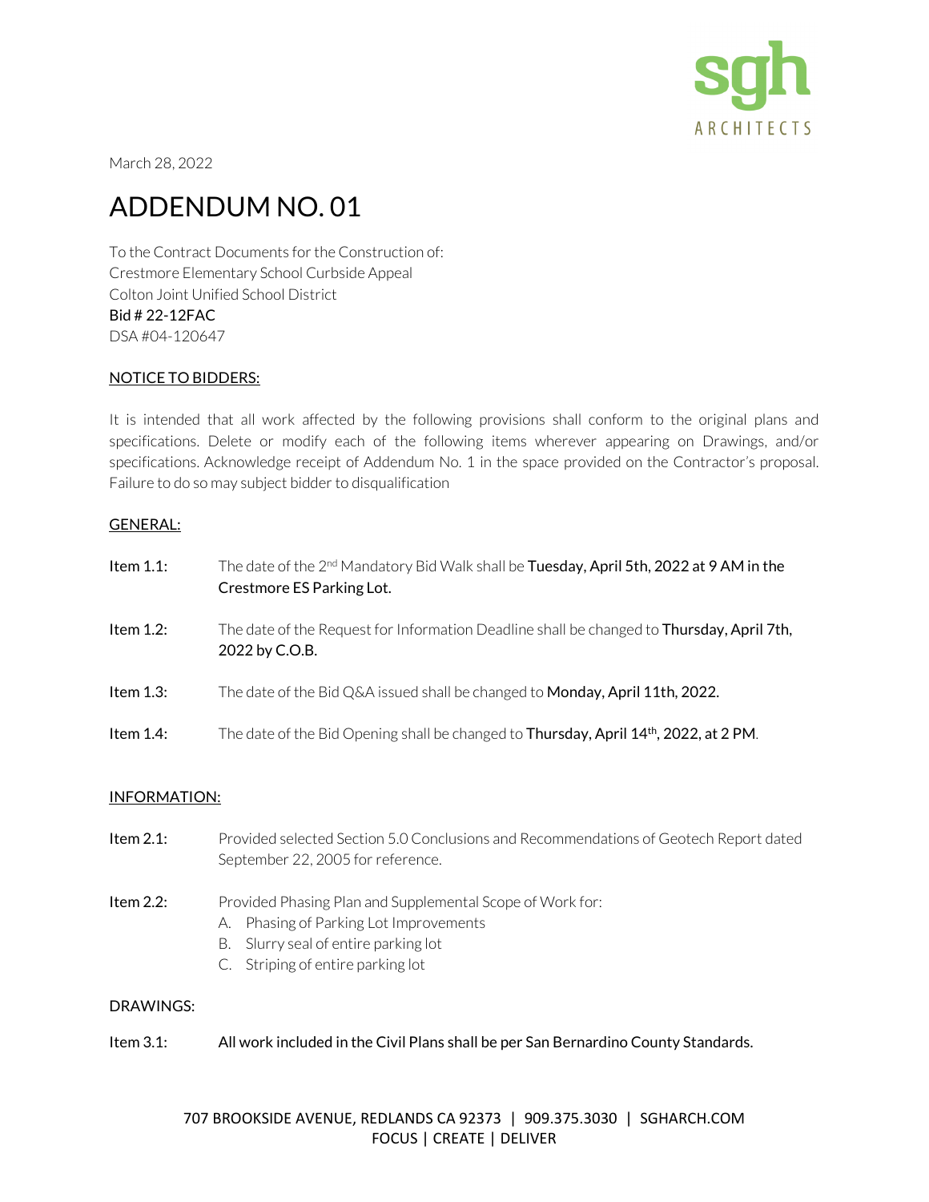sgh ARCHITECTS

March 28, 2022

# ADDENDUM NO. 01

To the Contract Documents for the Construction of:
Crestmore Elementary School Curbside Appeal
Colton Joint Unified School District
Bid # 22-12FAC
DSA #04-120647

## NOTICE TO BIDDERS:

It is intended that all work affected by the following provisions shall conform to the original plans and specifications. Delete or modify each of the following items wherever appearing on Drawings, and/or specifications. Acknowledge receipt of Addendum No. 1 in the space provided on the Contractor's proposal. Failure to do so may subject bidder to disqualification

## GENERAL:

Item 1.1: The date of the 2nd Mandatory Bid Walk shall be **Tuesday, April 5th, 2022 at 9 AM in the Crestmore ES Parking Lot.**

Item 1.2: The date of the Request for Information Deadline shall be changed to **Thursday, April 7th, 2022 by C.O.B.**

Item 1.3: The date of the Bid Q&A issued shall be changed to **Monday, April 11th, 2022.**

Item 1.4: The date of the Bid Opening shall be changed to **Thursday, April 14th, 2022, at 2 PM**.

## INFORMATION:

Item 2.1: Provided selected Section 5.0 Conclusions and Recommendations of Geotech Report dated September 22, 2005 for reference.

Item 2.2: Provided Phasing Plan and Supplemental Scope of Work for:

A. Phasing of Parking Lot Improvements
B. Slurry seal of entire parking lot
C. Striping of entire parking lot

## DRAWINGS:

Item 3.1: All work included in the Civil Plans shall be per San Bernardino County Standards.

707 BROOKSIDE AVENUE, REDLANDS CA 92373 | 909.375.3030 | SGHARCH.COM
FOCUS | CREATE | DELIVER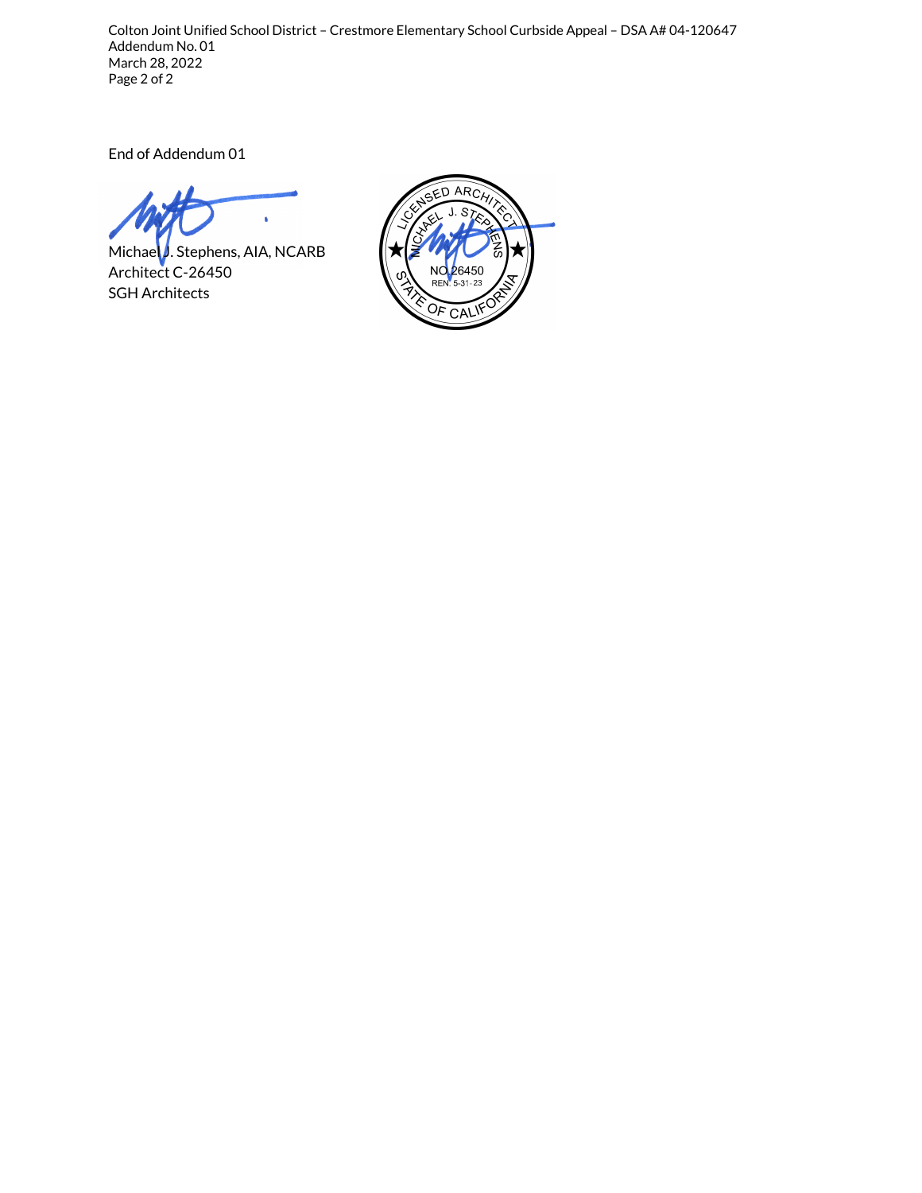End of Addendum 01

Michael J. Stephens, AIA, NCARB
Architect C-26450
SGH Architects

LICENSED ARCHITECT
MICHAEL J. STEPHENS
NO. 26450
REN. 5-31-23
STATE OF CALIFORNIA